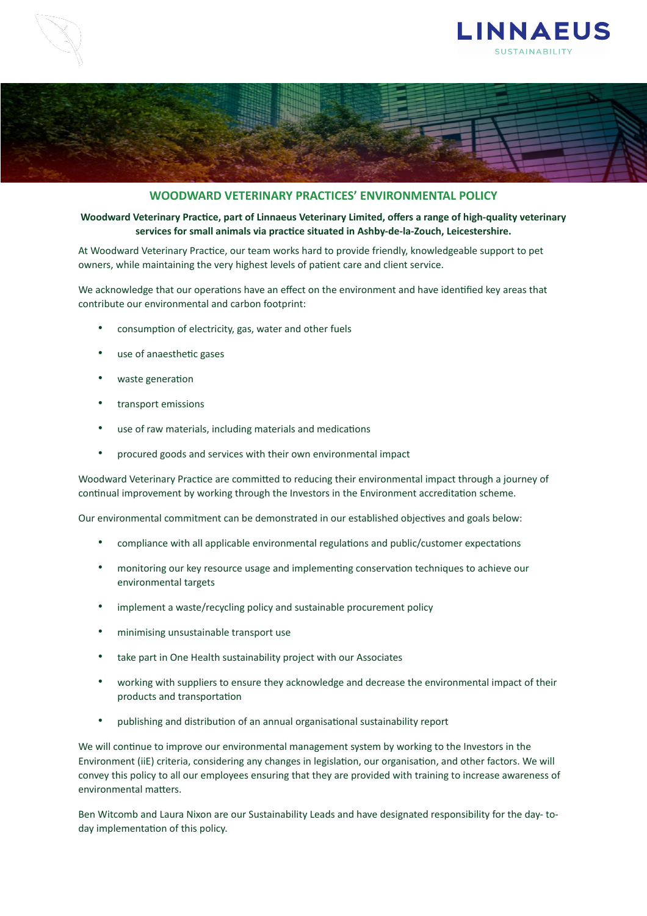LINNAEUS SUSTAINABILITY

## WOODWARD VETERINARY PRACTICES' ENVIRONMENTAL POLICY

**Woodward Veterinary Practice, part of Linnaeus Veterinary Limited, offers a range of high-quality veterinary services for small animals via practice situated in Ashby-de-la-Zouch, Leicestershire.**

At Woodward Veterinary Practice, our team works hard to provide friendly, knowledgeable support to pet owners, while maintaining the very highest levels of patient care and client service.

We acknowledge that our operations have an effect on the environment and have identified key areas that contribute our environmental and carbon footprint:

- consumption of electricity, gas, water and other fuels
- use of anaesthetic gases
- waste generation
- transport emissions
- use of raw materials, including materials and medications
- procured goods and services with their own environmental impact

Woodward Veterinary Practice are committed to reducing their environmental impact through a journey of continual improvement by working through the Investors in the Environment accreditation scheme.

Our environmental commitment can be demonstrated in our established objectives and goals below:

- compliance with all applicable environmental regulations and public/customer expectations
- monitoring our key resource usage and implementing conservation techniques to achieve our environmental targets
- implement a waste/recycling policy and sustainable procurement policy
- minimising unsustainable transport use
- take part in One Health sustainability project with our Associates
- working with suppliers to ensure they acknowledge and decrease the environmental impact of their products and transportation
- publishing and distribution of an annual organisational sustainability report

We will continue to improve our environmental management system by working to the Investors in the Environment (iiE) criteria, considering any changes in legislation, our organisation, and other factors. We will convey this policy to all our employees ensuring that they are provided with training to increase awareness of environmental matters.

Ben Witcomb and Laura Nixon are our Sustainability Leads and have designated responsibility for the day- to-day implementation of this policy.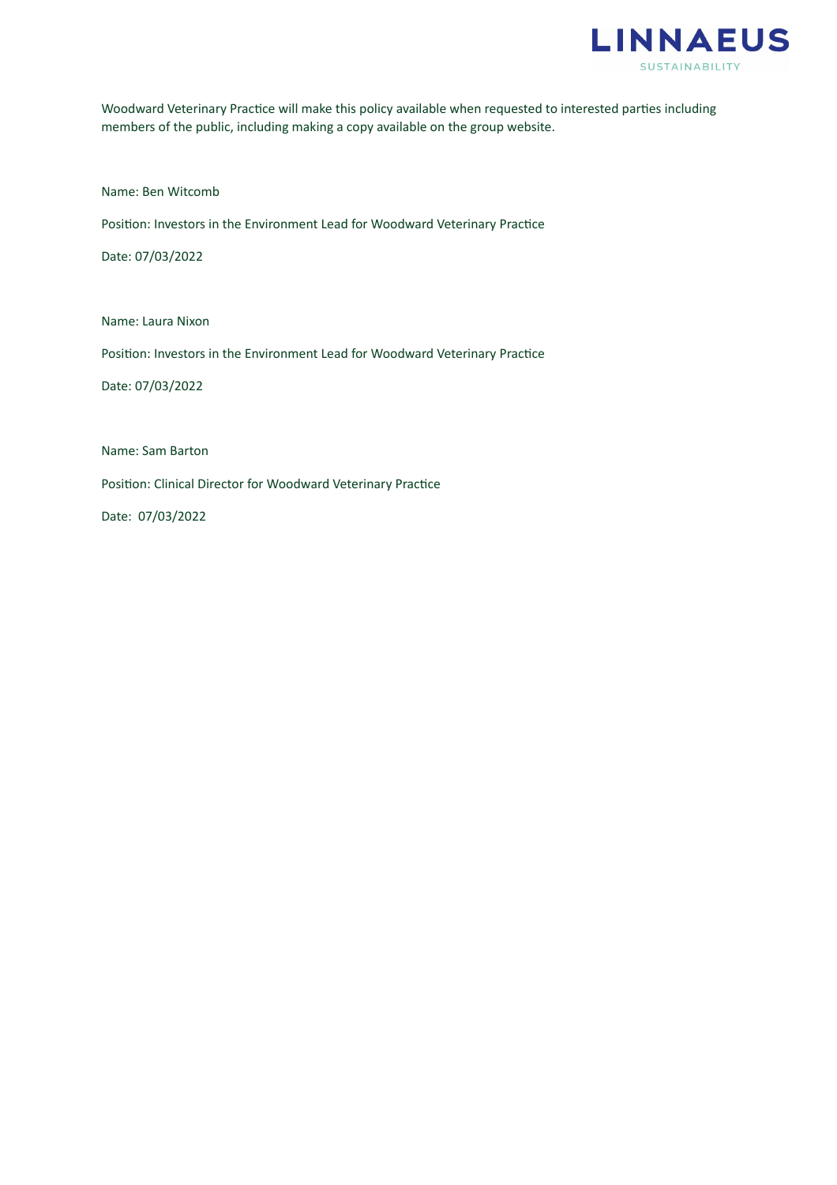Woodward Veterinary Practice will make this policy available when requested to interested parties including members of the public, including making a copy available on the group website.

Name: Ben Witcomb

Position: Investors in the Environment Lead for Woodward Veterinary Practice

Date: 07/03/2022

Name: Laura Nixon

Position: Investors in the Environment Lead for Woodward Veterinary Practice

Date: 07/03/2022

Name: Sam Barton

Position: Clinical Director for Woodward Veterinary Practice

Date: 07/03/2022